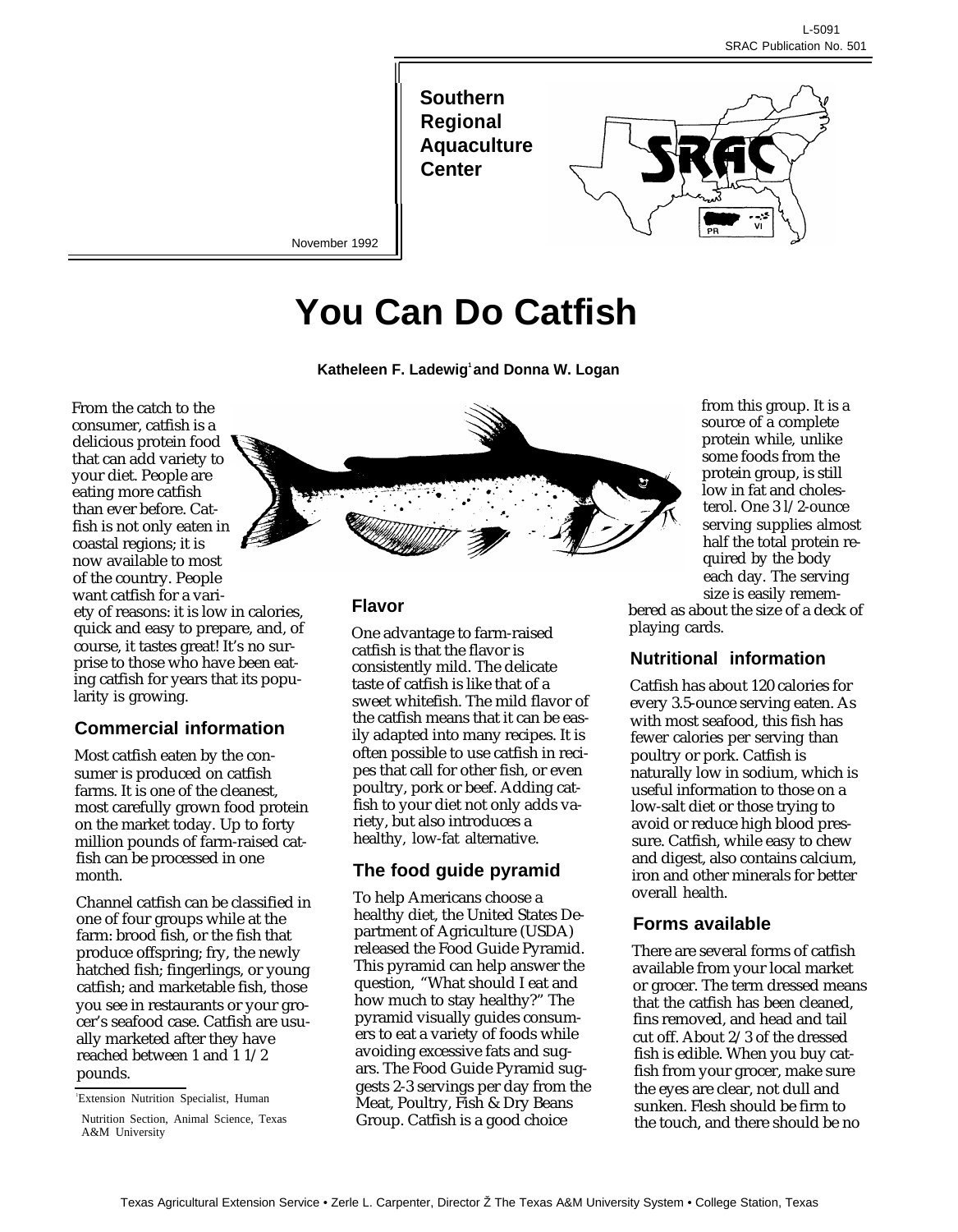L-5091
SRAC Publication No. 501

**Southern Regional Aquaculture Center**

November 1992

# You Can Do Catfish

**Katheleen F. Ladewig[1] and Donna W. Logan**

From the catch to the consumer, catfish is a delicious protein food that can add variety to your diet. People are eating more catfish than ever before. Catfish is not only eaten in coastal regions; it is now available to most of the country. People want catfish for a variety of reasons: it is low in calories, quick and easy to prepare, and, of course, it tastes great! It's no surprise to those who have been eating catfish for years that its popularity is growing.

## Commercial information

Most catfish eaten by the consumer is produced on catfish farms. It is one of the cleanest, most carefully grown food protein on the market today. Up to forty million pounds of farm-raised catfish can be processed in one month.

Channel catfish can be classified in one of four groups while at the farm: brood fish, or the fish that produce offspring; fry, the newly hatched fish; fingerlings, or young catfish; and marketable fish, those you see in restaurants or your grocer's seafood case. Catfish are usually marketed after they have reached between 1 and 1 1/2 pounds.

## Flavor

One advantage to farm-raised catfish is that the flavor is consistently mild. The delicate taste of catfish is like that of a sweet whitefish. The mild flavor of the catfish means that it can be easily adapted into many recipes. It is often possible to use catfish in recipes that call for other fish, or even poultry, pork or beef. Adding catfish to your diet not only adds variety, but also introduces a healthy, low-fat alternative.

## The food guide pyramid

To help Americans choose a healthy diet, the United States Department of Agriculture (USDA) released the Food Guide Pyramid. This pyramid can help answer the question, "What should I eat and how much to stay healthy?" The pyramid visually guides consumers to eat a variety of foods while avoiding excessive fats and sugars. The Food Guide Pyramid suggests 2-3 servings per day from the Meat, Poultry, Fish & Dry Beans Group. Catfish is a good choice from this group. It is a source of a complete protein while, unlike some foods from the protein group, is still low in fat and cholesterol. One 3 1/2-ounce serving supplies almost half the total protein required by the body each day. The serving size is easily remembered as about the size of a deck of playing cards.

## Nutritional information

Catfish has about 120 calories for every 3.5-ounce serving eaten. As with most seafood, this fish has fewer calories per serving than poultry or pork. Catfish is naturally low in sodium, which is useful information to those on a low-salt diet or those trying to avoid or reduce high blood pressure. Catfish, while easy to chew and digest, also contains calcium, iron and other minerals for better overall health.

## Forms available

There are several forms of catfish available from your local market or grocer. The term dressed means that the catfish has been cleaned, fins removed, and head and tail cut off. About 2/3 of the dressed fish is edible. When you buy catfish from your grocer, make sure the eyes are clear, not dull and sunken. Flesh should be firm to the touch, and there should be no

[1]Extension Nutrition Specialist, Human Nutrition Section, Animal Science, Texas A&M University

Texas Agricultural Extension Service • Zerle L. Carpenter, Director Ž The Texas A&M University System • College Station, Texas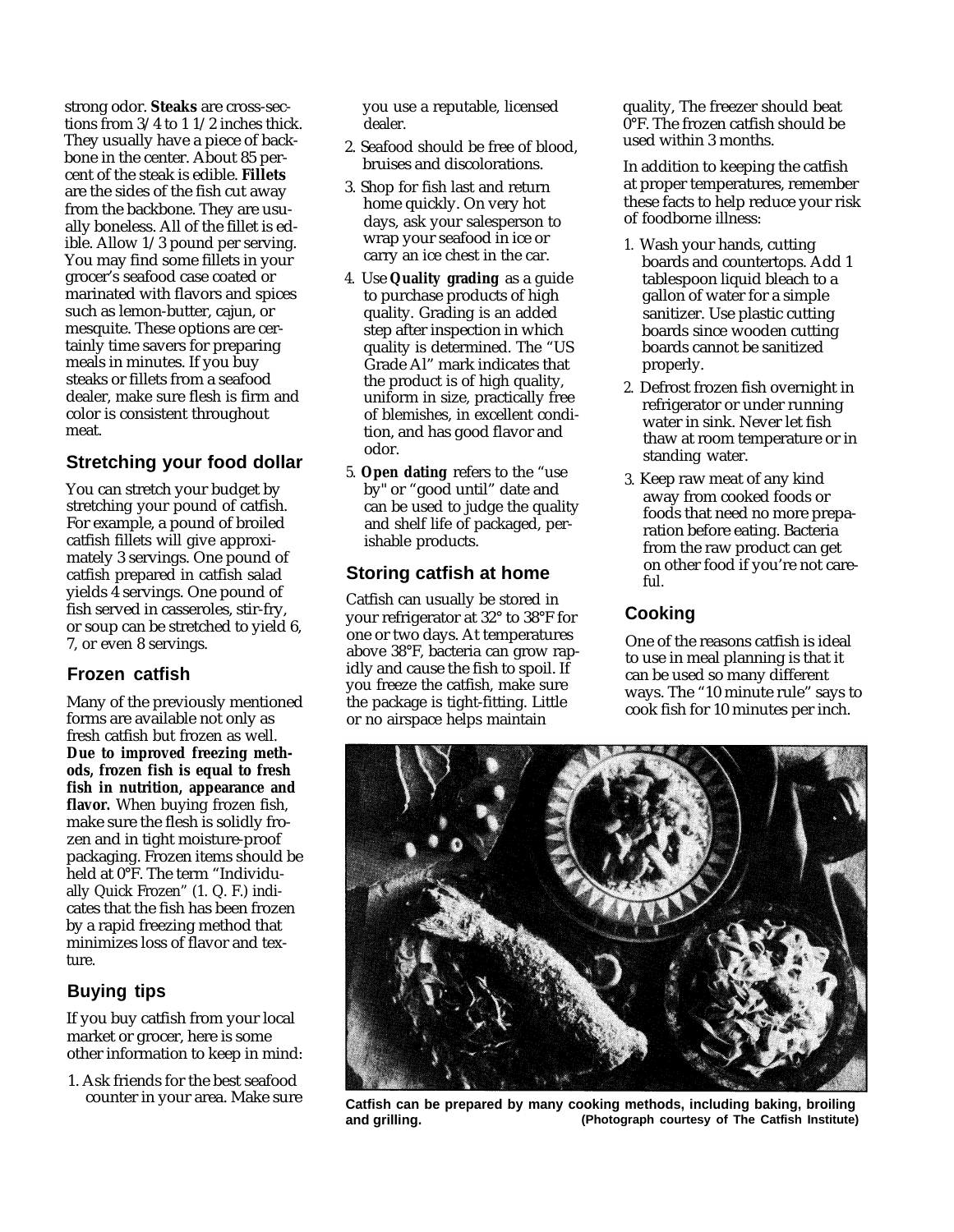strong odor. **Steaks** are cross-sections from 3/4 to 1 1/2 inches thick. They usually have a piece of backbone in the center. About 85 percent of the steak is edible. **Fillets** are the sides of the fish cut away from the backbone. They are usually boneless. All of the fillet is edible. Allow 1/3 pound per serving. You may find some fillets in your grocer's seafood case coated or marinated with flavors and spices such as lemon-butter, cajun, or mesquite. These options are certainly time savers for preparing meals in minutes. If you buy steaks or fillets from a seafood dealer, make sure flesh is firm and color is consistent throughout meat.

## Stretching your food dollar

You can stretch your budget by stretching your pound of catfish. For example, a pound of broiled catfish fillets will give approximately 3 servings. One pound of catfish prepared in catfish salad yields 4 servings. One pound of fish served in casseroles, stir-fry, or soup can be stretched to yield 6, 7, or even 8 servings.

## Frozen catfish

Many of the previously mentioned forms are available not only as fresh catfish but frozen as well. **Due to improved freezing methods, frozen fish is equal to fresh fish in nutrition, appearance and flavor.** When buying frozen fish, make sure the flesh is solidly frozen and in tight moisture-proof packaging. Frozen items should be held at 0°F. The term "Individually Quick Frozen" (1. Q. F.) indicates that the fish has been frozen by a rapid freezing method that minimizes loss of flavor and texture.

## Buying tips

If you buy catfish from your local market or grocer, here is some other information to keep in mind:

1. Ask friends for the best seafood counter in your area. Make sure you use a reputable, licensed dealer.
2. Seafood should be free of blood, bruises and discolorations.
3. Shop for fish last and return home quickly. On very hot days, ask your salesperson to wrap your seafood in ice or carry an ice chest in the car.
4. Use **Quality grading** as a guide to purchase products of high quality. Grading is an added step after inspection in which quality is determined. The "US Grade Al" mark indicates that the product is of high quality, uniform in size, practically free of blemishes, in excellent condition, and has good flavor and odor.
5. **Open dating** refers to the "use by" or "good until" date and can be used to judge the quality and shelf life of packaged, perishable products.

## Storing catfish at home

Catfish can usually be stored in your refrigerator at 32° to 38°F for one or two days. At temperatures above 38°F, bacteria can grow rapidly and cause the fish to spoil. If you freeze the catfish, make sure the package is tight-fitting. Little or no airspace helps maintain quality, The freezer should beat 0°F. The frozen catfish should be used within 3 months.

In addition to keeping the catfish at proper temperatures, remember these facts to help reduce your risk of foodborne illness:

1. Wash your hands, cutting boards and countertops. Add 1 tablespoon liquid bleach to a gallon of water for a simple sanitizer. Use plastic cutting boards since wooden cutting boards cannot be sanitized properly.
2. Defrost frozen fish overnight in refrigerator or under running water in sink. Never let fish thaw at room temperature or in standing water.
3. Keep raw meat of any kind away from cooked foods or foods that need no more preparation before eating. Bacteria from the raw product can get on other food if you're not careful.

## Cooking

One of the reasons catfish is ideal to use in meal planning is that it can be used so many different ways. The "10 minute rule" says to cook fish for 10 minutes per inch.

**Catfish can be prepared by many cooking methods, including baking, broiling and grilling. (Photograph courtesy of The Catfish Institute)**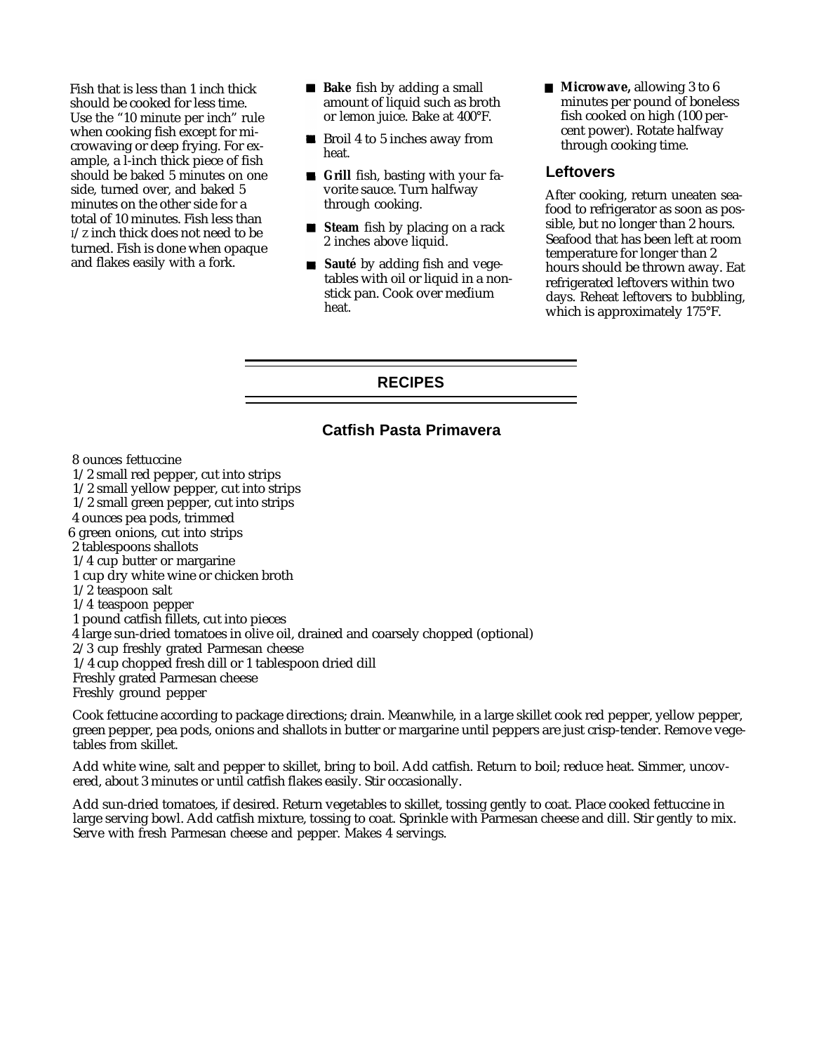Fish that is less than 1 inch thick should be cooked for less time. Use the "10 minute per inch" rule when cooking fish except for microwaving or deep frying. For example, a l-inch thick piece of fish should be baked 5 minutes on one side, turned over, and baked 5 minutes on the other side for a total of 10 minutes. Fish less than 1/2 inch thick does not need to be turned. Fish is done when opaque and flakes easily with a fork.

- ***Bake*** fish by adding a small amount of liquid such as broth or lemon juice. Bake at 400°F.
- Broil 4 to 5 inches away from heat.
- ***Grill*** fish, basting with your favorite sauce. Turn halfway through cooking.
- ***Steam*** fish by placing on a rack 2 inches above liquid.
- ***Sauté*** by adding fish and vegetables with oil or liquid in a nonstick pan. Cook over medium heat.
- ***Microwave,*** allowing 3 to 6 minutes per pound of boneless fish cooked on high (100 percent power). Rotate halfway through cooking time.

## Leftovers

After cooking, return uneaten seafood to refrigerator as soon as possible, but no longer than 2 hours. Seafood that has been left at room temperature for longer than 2 hours should be thrown away. Eat refrigerated leftovers within two days. Reheat leftovers to bubbling, which is approximately 175°F.

## RECIPES

### Catfish Pasta Primavera

8 ounces fettuccine
1/2 small red pepper, cut into strips
1/2 small yellow pepper, cut into strips
1/2 small green pepper, cut into strips
4 ounces pea pods, trimmed
6 green onions, cut into strips
2 tablespoons shallots
1/4 cup butter or margarine
1 cup dry white wine or chicken broth
1/2 teaspoon salt
1/4 teaspoon pepper
1 pound catfish fillets, cut into pieces
4 large sun-dried tomatoes in olive oil, drained and coarsely chopped (optional)
2/3 cup freshly grated Parmesan cheese
1/4 cup chopped fresh dill or 1 tablespoon dried dill
Freshly grated Parmesan cheese
Freshly ground pepper

Cook fettucine according to package directions; drain. Meanwhile, in a large skillet cook red pepper, yellow pepper, green pepper, pea pods, onions and shallots in butter or margarine until peppers are just crisp-tender. Remove vegetables from skillet.

Add white wine, salt and pepper to skillet, bring to boil. Add catfish. Return to boil; reduce heat. Simmer, uncovered, about 3 minutes or until catfish flakes easily. Stir occasionally.

Add sun-dried tomatoes, if desired. Return vegetables to skillet, tossing gently to coat. Place cooked fettuccine in large serving bowl. Add catfish mixture, tossing to coat. Sprinkle with Parmesan cheese and dill. Stir gently to mix. Serve with fresh Parmesan cheese and pepper. Makes 4 servings.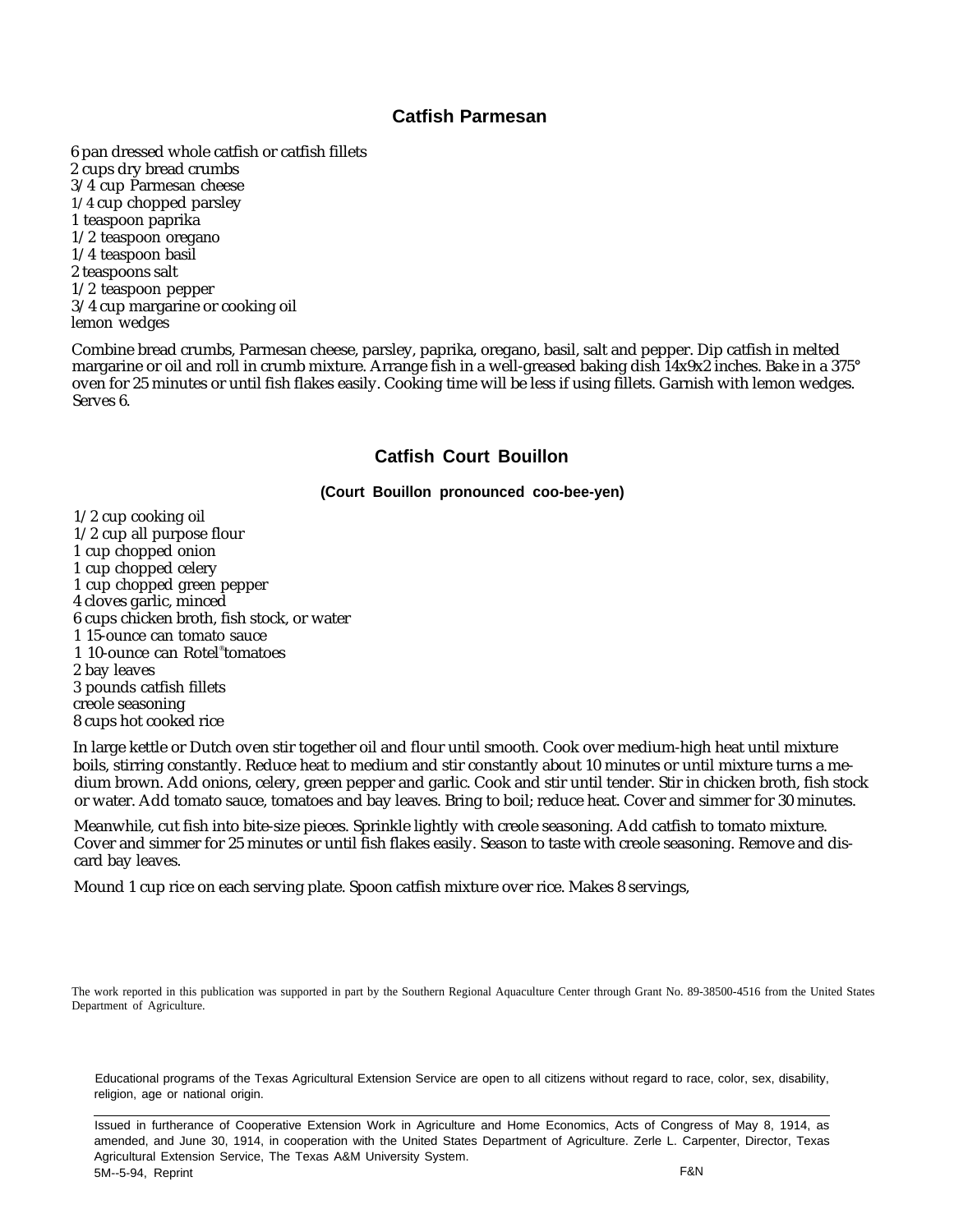## Catfish Parmesan

6 pan dressed whole catfish or catfish fillets
2 cups dry bread crumbs
3/4 cup Parmesan cheese
1/4 cup chopped parsley
1 teaspoon paprika
1/2 teaspoon oregano
1/4 teaspoon basil
2 teaspoons salt
1/2 teaspoon pepper
3/4 cup margarine or cooking oil
lemon wedges

Combine bread crumbs, Parmesan cheese, parsley, paprika, oregano, basil, salt and pepper. Dip catfish in melted margarine or oil and roll in crumb mixture. Arrange fish in a well-greased baking dish 14x9x2 inches. Bake in a 375° oven for 25 minutes or until fish flakes easily. Cooking time will be less if using fillets. Garnish with lemon wedges. Serves 6.

## Catfish Court Bouillon

**(Court Bouillon pronounced coo-bee-yen)**

1/2 cup cooking oil
1/2 cup all purpose flour
1 cup chopped onion
1 cup chopped celery
1 cup chopped green pepper
4 cloves garlic, minced
6 cups chicken broth, fish stock, or water
1 15-ounce can tomato sauce
1 10-ounce can Rotel® tomatoes
2 bay leaves
3 pounds catfish fillets
creole seasoning
8 cups hot cooked rice

In large kettle or Dutch oven stir together oil and flour until smooth. Cook over medium-high heat until mixture boils, stirring constantly. Reduce heat to medium and stir constantly about 10 minutes or until mixture turns a medium brown. Add onions, celery, green pepper and garlic. Cook and stir until tender. Stir in chicken broth, fish stock or water. Add tomato sauce, tomatoes and bay leaves. Bring to boil; reduce heat. Cover and simmer for 30 minutes.

Meanwhile, cut fish into bite-size pieces. Sprinkle lightly with creole seasoning. Add catfish to tomato mixture. Cover and simmer for 25 minutes or until fish flakes easily. Season to taste with creole seasoning. Remove and discard bay leaves.

Mound 1 cup rice on each serving plate. Spoon catfish mixture over rice. Makes 8 servings,

The work reported in this publication was supported in part by the Southern Regional Aquaculture Center through Grant No. 89-38500-4516 from the United States Department of Agriculture.

Educational programs of the Texas Agricultural Extension Service are open to all citizens without regard to race, color, sex, disability, religion, age or national origin.

Issued in furtherance of Cooperative Extension Work in Agriculture and Home Economics, Acts of Congress of May 8, 1914, as amended, and June 30, 1914, in cooperation with the United States Department of Agriculture. Zerle L. Carpenter, Director, Texas Agricultural Extension Service, The Texas A&M University System.

5M--5-94, Reprint F&N